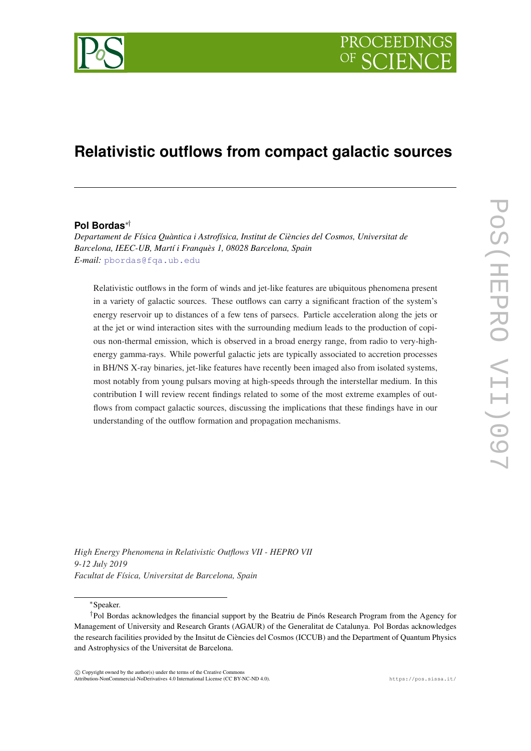# Relativistic outflows from compact galactic sources

**Pol Bordas**[*][†]

*Departament de Física Quàntica i Astrofísica, Institut de Ciències del Cosmos, Universitat de Barcelona, IEEC-UB, Martí i Franquès 1, 08028 Barcelona, Spain*
*E-mail:* pbordas@fqa.ub.edu

Relativistic outflows in the form of winds and jet-like features are ubiquitous phenomena present in a variety of galactic sources. These outflows can carry a significant fraction of the system's energy reservoir up to distances of a few tens of parsecs. Particle acceleration along the jets or at the jet or wind interaction sites with the surrounding medium leads to the production of copious non-thermal emission, which is observed in a broad energy range, from radio to very-high-energy gamma-rays. While powerful galactic jets are typically associated to accretion processes in BH/NS X-ray binaries, jet-like features have recently been imaged also from isolated systems, most notably from young pulsars moving at high-speeds through the interstellar medium. In this contribution I will review recent findings related to some of the most extreme examples of outflows from compact galactic sources, discussing the implications that these findings have in our understanding of the outflow formation and propagation mechanisms.

*High Energy Phenomena in Relativistic Outflows VII - HEPRO VII*
*9-12 July 2019*
*Facultat de Física, Universitat de Barcelona, Spain*

---

[*]Speaker.

[†]Pol Bordas acknowledges the financial support by the Beatriu de Pinós Research Program from the Agency for Management of University and Research Grants (AGAUR) of the Generalitat de Catalunya. Pol Bordas acknowledges the research facilities provided by the Insitut de Ciències del Cosmos (ICCUB) and the Department of Quantum Physics and Astrophysics of the Universitat de Barcelona.

© Copyright owned by the author(s) under the terms of the Creative Commons Attribution-NonCommercial-NoDerivatives 4.0 International License (CC BY-NC-ND 4.0).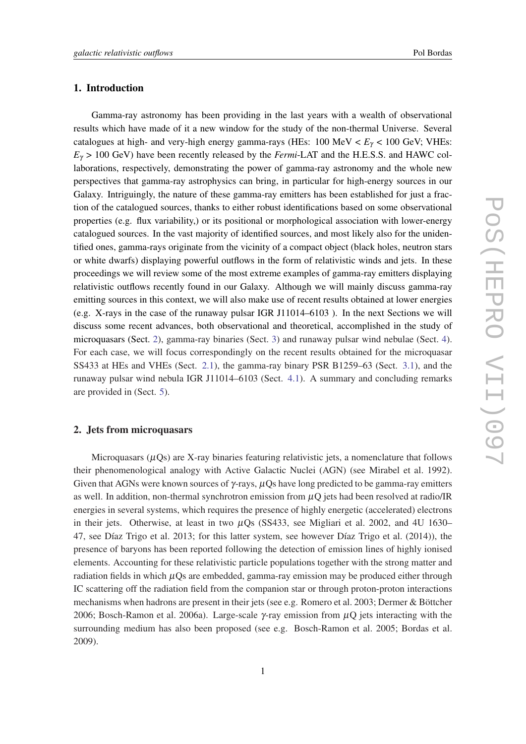## 1. Introduction

Gamma-ray astronomy has been providing in the last years with a wealth of observational results which have made of it a new window for the study of the non-thermal Universe. Several catalogues at high- and very-high energy gamma-rays (HEs: 100 MeV < $E_\gamma$ < 100 GeV; VHEs: $E_\gamma$ > 100 GeV) have been recently released by the *Fermi*-LAT and the H.E.S.S. and HAWC collaborations, respectively, demonstrating the power of gamma-ray astronomy and the whole new perspectives that gamma-ray astrophysics can bring, in particular for high-energy sources in our Galaxy. Intriguingly, the nature of these gamma-ray emitters has been established for just a fraction of the catalogued sources, thanks to either robust identifications based on some observational properties (e.g. flux variability,) or its positional or morphological association with lower-energy catalogued sources. In the vast majority of identified sources, and most likely also for the unidentified ones, gamma-rays originate from the vicinity of a compact object (black holes, neutron stars or white dwarfs) displaying powerful outflows in the form of relativistic winds and jets. In these proceedings we will review some of the most extreme examples of gamma-ray emitters displaying relativistic outflows recently found in our Galaxy. Although we will mainly discuss gamma-ray emitting sources in this context, we will also make use of recent results obtained at lower energies (e.g. X-rays in the case of the runaway pulsar IGR J11014–6103 ). In the next Sections we will discuss some recent advances, both observational and theoretical, accomplished in the study of microquasars (Sect. 2), gamma-ray binaries (Sect. 3) and runaway pulsar wind nebulae (Sect. 4). For each case, we will focus correspondingly on the recent results obtained for the microquasar SS433 at HEs and VHEs (Sect. 2.1), the gamma-ray binary PSR B1259–63 (Sect. 3.1), and the runaway pulsar wind nebula IGR J11014–6103 (Sect. 4.1). A summary and concluding remarks are provided in (Sect. 5).

## 2. Jets from microquasars

Microquasars ($\mu$Qs) are X-ray binaries featuring relativistic jets, a nomenclature that follows their phenomenological analogy with Active Galactic Nuclei (AGN) (see Mirabel et al. 1992). Given that AGNs were known sources of $\gamma$-rays, $\mu$Qs have long predicted to be gamma-ray emitters as well. In addition, non-thermal synchrotron emission from $\mu$Q jets had been resolved at radio/IR energies in several systems, which requires the presence of highly energetic (accelerated) electrons in their jets. Otherwise, at least in two $\mu$Qs (SS433, see Migliari et al. 2002, and 4U 1630–47, see Díaz Trigo et al. 2013; for this latter system, see however Díaz Trigo et al. (2014)), the presence of baryons has been reported following the detection of emission lines of highly ionised elements. Accounting for these relativistic particle populations together with the strong matter and radiation fields in which $\mu$Qs are embedded, gamma-ray emission may be produced either through IC scattering off the radiation field from the companion star or through proton-proton interactions mechanisms when hadrons are present in their jets (see e.g. Romero et al. 2003; Dermer & Böttcher 2006; Bosch-Ramon et al. 2006a). Large-scale $\gamma$-ray emission from $\mu$Q jets interacting with the surrounding medium has also been proposed (see e.g. Bosch-Ramon et al. 2005; Bordas et al. 2009).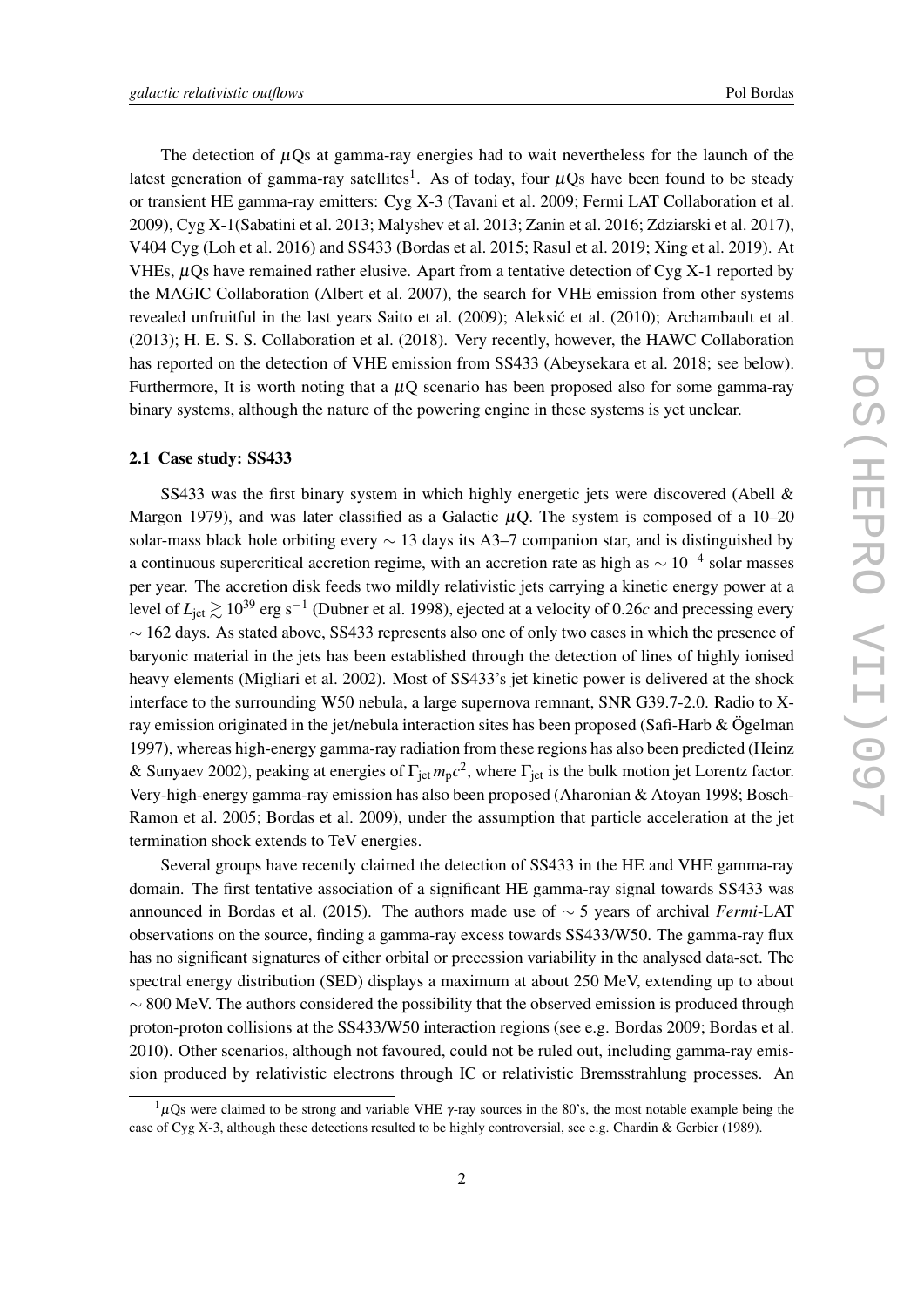The detection of $\mu$Qs at gamma-ray energies had to wait nevertheless for the launch of the latest generation of gamma-ray satellites[1]. As of today, four $\mu$Qs have been found to be steady or transient HE gamma-ray emitters: Cyg X-3 (Tavani et al. 2009; Fermi LAT Collaboration et al. 2009), Cyg X-1(Sabatini et al. 2013; Malyshev et al. 2013; Zanin et al. 2016; Zdziarski et al. 2017), V404 Cyg (Loh et al. 2016) and SS433 (Bordas et al. 2015; Rasul et al. 2019; Xing et al. 2019). At VHEs, $\mu$Qs have remained rather elusive. Apart from a tentative detection of Cyg X-1 reported by the MAGIC Collaboration (Albert et al. 2007), the search for VHE emission from other systems revealed unfruitful in the last years Saito et al. (2009); Aleksić et al. (2010); Archambault et al. (2013); H. E. S. S. Collaboration et al. (2018). Very recently, however, the HAWC Collaboration has reported on the detection of VHE emission from SS433 (Abeysekara et al. 2018; see below). Furthermore, It is worth noting that a $\mu$Q scenario has been proposed also for some gamma-ray binary systems, although the nature of the powering engine in these systems is yet unclear.

### 2.1 Case study: SS433

SS433 was the first binary system in which highly energetic jets were discovered (Abell & Margon 1979), and was later classified as a Galactic $\mu$Q. The system is composed of a 10–20 solar-mass black hole orbiting every $\sim 13$ days its A3–7 companion star, and is distinguished by a continuous supercritical accretion regime, with an accretion rate as high as $\sim 10^{-4}$ solar masses per year. The accretion disk feeds two mildly relativistic jets carrying a kinetic energy power at a level of $L_{\rm jet} \gtrsim 10^{39}$ erg s$^{-1}$ (Dubner et al. 1998), ejected at a velocity of $0.26c$ and precessing every $\sim 162$ days. As stated above, SS433 represents also one of only two cases in which the presence of baryonic material in the jets has been established through the detection of lines of highly ionised heavy elements (Migliari et al. 2002). Most of SS433's jet kinetic power is delivered at the shock interface to the surrounding W50 nebula, a large supernova remnant, SNR G39.7-2.0. Radio to X-ray emission originated in the jet/nebula interaction sites has been proposed (Safi-Harb & Ögelman 1997), whereas high-energy gamma-ray radiation from these regions has also been predicted (Heinz & Sunyaev 2002), peaking at energies of $\Gamma_{\rm jet} m_{\rm p} c^2$, where $\Gamma_{\rm jet}$ is the bulk motion jet Lorentz factor. Very-high-energy gamma-ray emission has also been proposed (Aharonian & Atoyan 1998; Bosch-Ramon et al. 2005; Bordas et al. 2009), under the assumption that particle acceleration at the jet termination shock extends to TeV energies.

Several groups have recently claimed the detection of SS433 in the HE and VHE gamma-ray domain. The first tentative association of a significant HE gamma-ray signal towards SS433 was announced in Bordas et al. (2015). The authors made use of $\sim 5$ years of archival *Fermi*-LAT observations on the source, finding a gamma-ray excess towards SS433/W50. The gamma-ray flux has no significant signatures of either orbital or precession variability in the analysed data-set. The spectral energy distribution (SED) displays a maximum at about 250 MeV, extending up to about $\sim 800$ MeV. The authors considered the possibility that the observed emission is produced through proton-proton collisions at the SS433/W50 interaction regions (see e.g. Bordas 2009; Bordas et al. 2010). Other scenarios, although not favoured, could not be ruled out, including gamma-ray emission produced by relativistic electrons through IC or relativistic Bremsstrahlung processes. An

[1] $\mu$Qs were claimed to be strong and variable VHE $\gamma$-ray sources in the 80's, the most notable example being the case of Cyg X-3, although these detections resulted to be highly controversial, see e.g. Chardin & Gerbier (1989).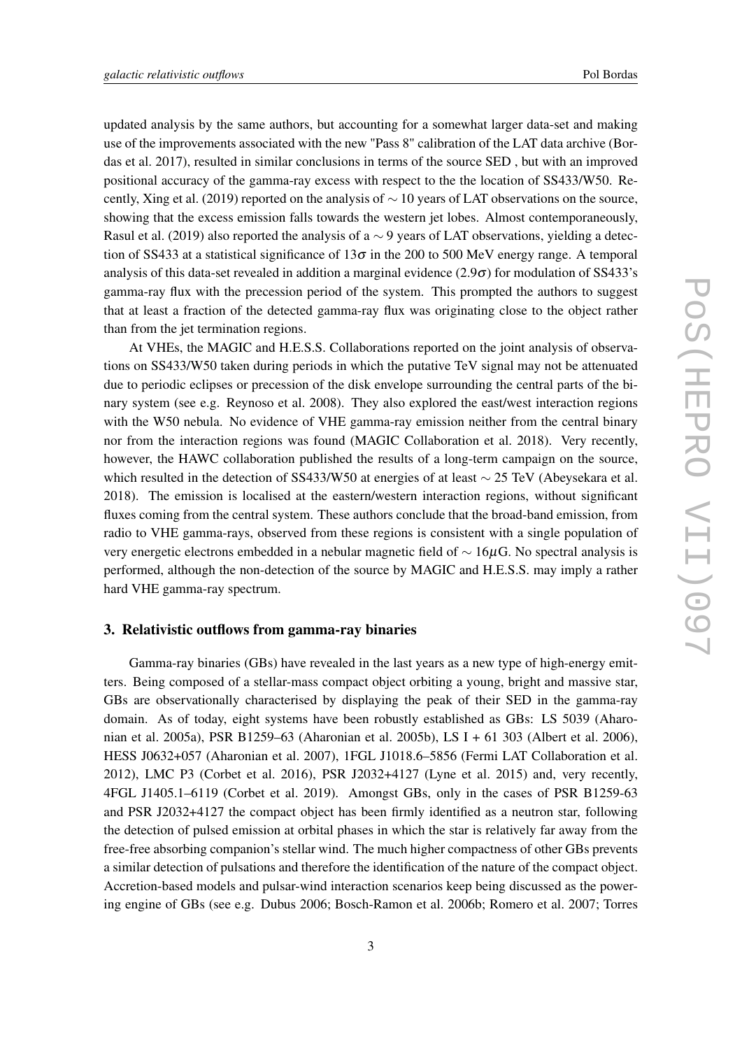updated analysis by the same authors, but accounting for a somewhat larger data-set and making use of the improvements associated with the new "Pass 8" calibration of the LAT data archive (Bordas et al. 2017), resulted in similar conclusions in terms of the source SED , but with an improved positional accuracy of the gamma-ray excess with respect to the the location of SS433/W50. Recently, Xing et al. (2019) reported on the analysis of $\sim 10$ years of LAT observations on the source, showing that the excess emission falls towards the western jet lobes. Almost contemporaneously, Rasul et al. (2019) also reported the analysis of a $\sim 9$ years of LAT observations, yielding a detection of SS433 at a statistical significance of $13\sigma$ in the 200 to 500 MeV energy range. A temporal analysis of this data-set revealed in addition a marginal evidence ($2.9\sigma$) for modulation of SS433's gamma-ray flux with the precession period of the system. This prompted the authors to suggest that at least a fraction of the detected gamma-ray flux was originating close to the object rather than from the jet termination regions.

At VHEs, the MAGIC and H.E.S.S. Collaborations reported on the joint analysis of observations on SS433/W50 taken during periods in which the putative TeV signal may not be attenuated due to periodic eclipses or precession of the disk envelope surrounding the central parts of the binary system (see e.g. Reynoso et al. 2008). They also explored the east/west interaction regions with the W50 nebula. No evidence of VHE gamma-ray emission neither from the central binary nor from the interaction regions was found (MAGIC Collaboration et al. 2018). Very recently, however, the HAWC collaboration published the results of a long-term campaign on the source, which resulted in the detection of SS433/W50 at energies of at least $\sim 25$ TeV (Abeysekara et al. 2018). The emission is localised at the eastern/western interaction regions, without significant fluxes coming from the central system. These authors conclude that the broad-band emission, from radio to VHE gamma-rays, observed from these regions is consistent with a single population of very energetic electrons embedded in a nebular magnetic field of $\sim 16\mu$G. No spectral analysis is performed, although the non-detection of the source by MAGIC and H.E.S.S. may imply a rather hard VHE gamma-ray spectrum.

## 3. Relativistic outflows from gamma-ray binaries

Gamma-ray binaries (GBs) have revealed in the last years as a new type of high-energy emitters. Being composed of a stellar-mass compact object orbiting a young, bright and massive star, GBs are observationally characterised by displaying the peak of their SED in the gamma-ray domain. As of today, eight systems have been robustly established as GBs: LS 5039 (Aharonian et al. 2005a), PSR B1259–63 (Aharonian et al. 2005b), LS I + 61 303 (Albert et al. 2006), HESS J0632+057 (Aharonian et al. 2007), 1FGL J1018.6–5856 (Fermi LAT Collaboration et al. 2012), LMC P3 (Corbet et al. 2016), PSR J2032+4127 (Lyne et al. 2015) and, very recently, 4FGL J1405.1–6119 (Corbet et al. 2019). Amongst GBs, only in the cases of PSR B1259-63 and PSR J2032+4127 the compact object has been firmly identified as a neutron star, following the detection of pulsed emission at orbital phases in which the star is relatively far away from the free-free absorbing companion's stellar wind. The much higher compactness of other GBs prevents a similar detection of pulsations and therefore the identification of the nature of the compact object. Accretion-based models and pulsar-wind interaction scenarios keep being discussed as the powering engine of GBs (see e.g. Dubus 2006; Bosch-Ramon et al. 2006b; Romero et al. 2007; Torres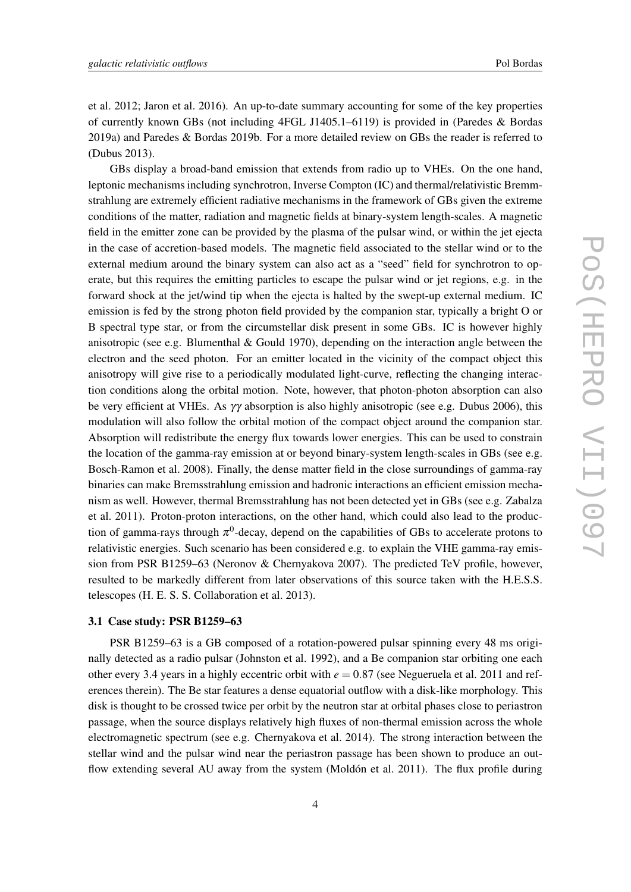et al. 2012; Jaron et al. 2016). An up-to-date summary accounting for some of the key properties of currently known GBs (not including 4FGL J1405.1–6119) is provided in (Paredes & Bordas 2019a) and Paredes & Bordas 2019b. For a more detailed review on GBs the reader is referred to (Dubus 2013).

GBs display a broad-band emission that extends from radio up to VHEs. On the one hand, leptonic mechanisms including synchrotron, Inverse Compton (IC) and thermal/relativistic Bremmstrahlung are extremely efficient radiative mechanisms in the framework of GBs given the extreme conditions of the matter, radiation and magnetic fields at binary-system length-scales. A magnetic field in the emitter zone can be provided by the plasma of the pulsar wind, or within the jet ejecta in the case of accretion-based models. The magnetic field associated to the stellar wind or to the external medium around the binary system can also act as a "seed" field for synchrotron to operate, but this requires the emitting particles to escape the pulsar wind or jet regions, e.g. in the forward shock at the jet/wind tip when the ejecta is halted by the swept-up external medium. IC emission is fed by the strong photon field provided by the companion star, typically a bright O or B spectral type star, or from the circumstellar disk present in some GBs. IC is however highly anisotropic (see e.g. Blumenthal & Gould 1970), depending on the interaction angle between the electron and the seed photon. For an emitter located in the vicinity of the compact object this anisotropy will give rise to a periodically modulated light-curve, reflecting the changing interaction conditions along the orbital motion. Note, however, that photon-photon absorption can also be very efficient at VHEs. As $\gamma\gamma$ absorption is also highly anisotropic (see e.g. Dubus 2006), this modulation will also follow the orbital motion of the compact object around the companion star. Absorption will redistribute the energy flux towards lower energies. This can be used to constrain the location of the gamma-ray emission at or beyond binary-system length-scales in GBs (see e.g. Bosch-Ramon et al. 2008). Finally, the dense matter field in the close surroundings of gamma-ray binaries can make Bremsstrahlung emission and hadronic interactions an efficient emission mechanism as well. However, thermal Bremsstrahlung has not been detected yet in GBs (see e.g. Zabalza et al. 2011). Proton-proton interactions, on the other hand, which could also lead to the production of gamma-rays through $\pi^0$-decay, depend on the capabilities of GBs to accelerate protons to relativistic energies. Such scenario has been considered e.g. to explain the VHE gamma-ray emission from PSR B1259–63 (Neronov & Chernyakova 2007). The predicted TeV profile, however, resulted to be markedly different from later observations of this source taken with the H.E.S.S. telescopes (H. E. S. S. Collaboration et al. 2013).

### 3.1 Case study: PSR B1259–63

PSR B1259–63 is a GB composed of a rotation-powered pulsar spinning every 48 ms originally detected as a radio pulsar (Johnston et al. 1992), and a Be companion star orbiting one each other every 3.4 years in a highly eccentric orbit with $e = 0.87$ (see Negueruela et al. 2011 and references therein). The Be star features a dense equatorial outflow with a disk-like morphology. This disk is thought to be crossed twice per orbit by the neutron star at orbital phases close to periastron passage, when the source displays relatively high fluxes of non-thermal emission across the whole electromagnetic spectrum (see e.g. Chernyakova et al. 2014). The strong interaction between the stellar wind and the pulsar wind near the periastron passage has been shown to produce an outflow extending several AU away from the system (Moldón et al. 2011). The flux profile during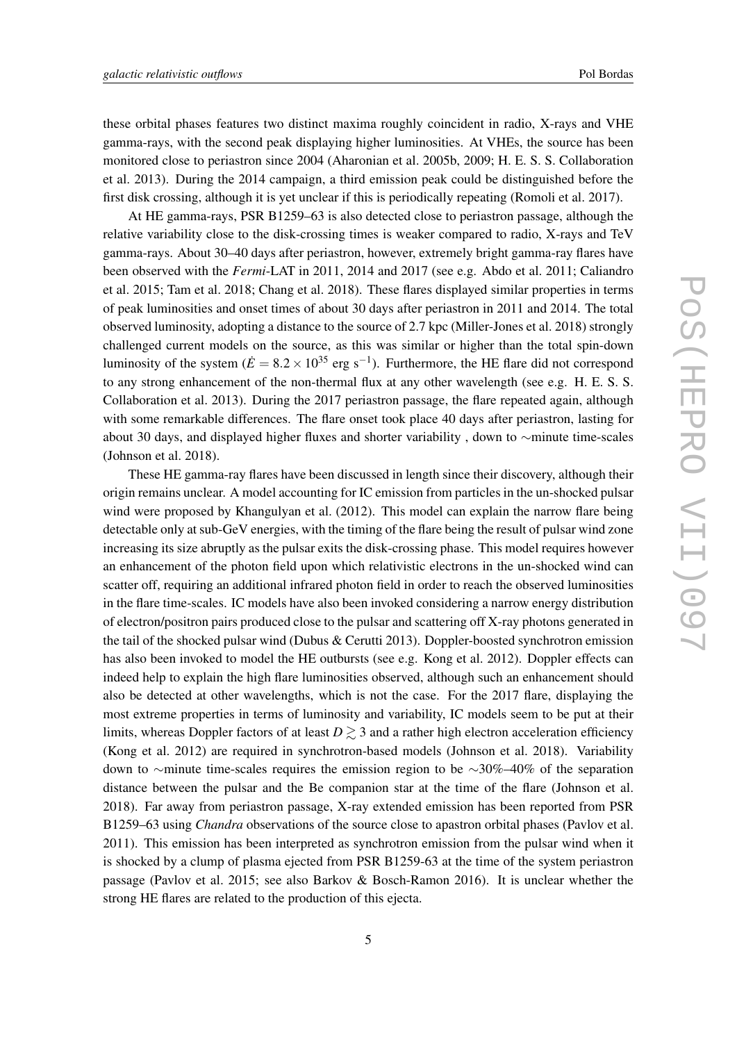these orbital phases features two distinct maxima roughly coincident in radio, X-rays and VHE gamma-rays, with the second peak displaying higher luminosities. At VHEs, the source has been monitored close to periastron since 2004 (Aharonian et al. 2005b, 2009; H. E. S. S. Collaboration et al. 2013). During the 2014 campaign, a third emission peak could be distinguished before the first disk crossing, although it is yet unclear if this is periodically repeating (Romoli et al. 2017).

At HE gamma-rays, PSR B1259–63 is also detected close to periastron passage, although the relative variability close to the disk-crossing times is weaker compared to radio, X-rays and TeV gamma-rays. About 30–40 days after periastron, however, extremely bright gamma-ray flares have been observed with the *Fermi*-LAT in 2011, 2014 and 2017 (see e.g. Abdo et al. 2011; Caliandro et al. 2015; Tam et al. 2018; Chang et al. 2018). These flares displayed similar properties in terms of peak luminosities and onset times of about 30 days after periastron in 2011 and 2014. The total observed luminosity, adopting a distance to the source of 2.7 kpc (Miller-Jones et al. 2018) strongly challenged current models on the source, as this was similar or higher than the total spin-down luminosity of the system ($\dot{E} = 8.2 \times 10^{35}$ erg s$^{-1}$). Furthermore, the HE flare did not correspond to any strong enhancement of the non-thermal flux at any other wavelength (see e.g. H. E. S. S. Collaboration et al. 2013). During the 2017 periastron passage, the flare repeated again, although with some remarkable differences. The flare onset took place 40 days after periastron, lasting for about 30 days, and displayed higher fluxes and shorter variability , down to $\sim$minute time-scales (Johnson et al. 2018).

These HE gamma-ray flares have been discussed in length since their discovery, although their origin remains unclear. A model accounting for IC emission from particles in the un-shocked pulsar wind were proposed by Khangulyan et al. (2012). This model can explain the narrow flare being detectable only at sub-GeV energies, with the timing of the flare being the result of pulsar wind zone increasing its size abruptly as the pulsar exits the disk-crossing phase. This model requires however an enhancement of the photon field upon which relativistic electrons in the un-shocked wind can scatter off, requiring an additional infrared photon field in order to reach the observed luminosities in the flare time-scales. IC models have also been invoked considering a narrow energy distribution of electron/positron pairs produced close to the pulsar and scattering off X-ray photons generated in the tail of the shocked pulsar wind (Dubus & Cerutti 2013). Doppler-boosted synchrotron emission has also been invoked to model the HE outbursts (see e.g. Kong et al. 2012). Doppler effects can indeed help to explain the high flare luminosities observed, although such an enhancement should also be detected at other wavelengths, which is not the case. For the 2017 flare, displaying the most extreme properties in terms of luminosity and variability, IC models seem to be put at their limits, whereas Doppler factors of at least $D \gtrsim 3$ and a rather high electron acceleration efficiency (Kong et al. 2012) are required in synchrotron-based models (Johnson et al. 2018). Variability down to $\sim$minute time-scales requires the emission region to be $\sim$30%–40% of the separation distance between the pulsar and the Be companion star at the time of the flare (Johnson et al. 2018). Far away from periastron passage, X-ray extended emission has been reported from PSR B1259–63 using *Chandra* observations of the source close to apastron orbital phases (Pavlov et al. 2011). This emission has been interpreted as synchrotron emission from the pulsar wind when it is shocked by a clump of plasma ejected from PSR B1259-63 at the time of the system periastron passage (Pavlov et al. 2015; see also Barkov & Bosch-Ramon 2016). It is unclear whether the strong HE flares are related to the production of this ejecta.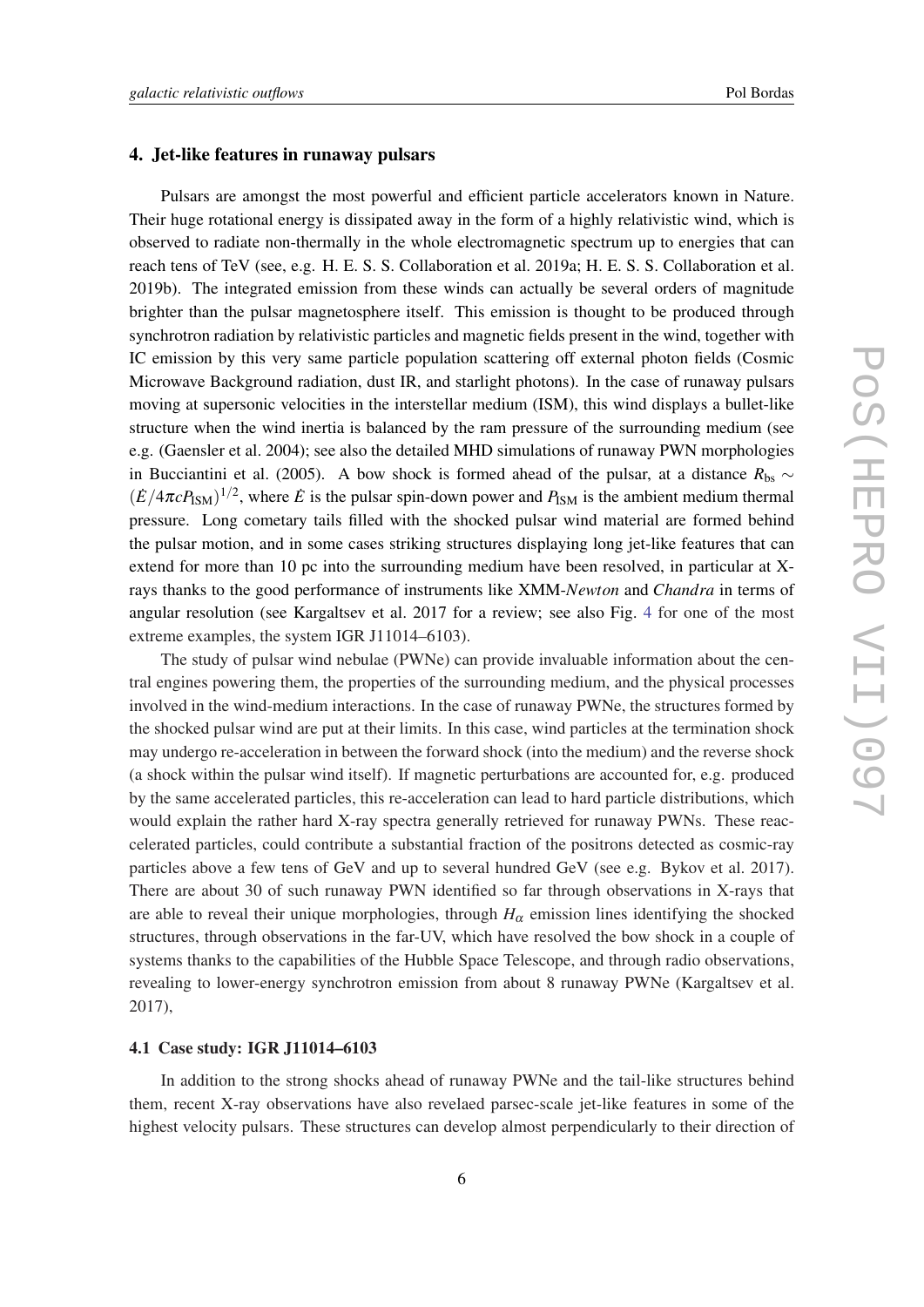## 4. Jet-like features in runaway pulsars

Pulsars are amongst the most powerful and efficient particle accelerators known in Nature. Their huge rotational energy is dissipated away in the form of a highly relativistic wind, which is observed to radiate non-thermally in the whole electromagnetic spectrum up to energies that can reach tens of TeV (see, e.g. H. E. S. S. Collaboration et al. 2019a; H. E. S. S. Collaboration et al. 2019b). The integrated emission from these winds can actually be several orders of magnitude brighter than the pulsar magnetosphere itself. This emission is thought to be produced through synchrotron radiation by relativistic particles and magnetic fields present in the wind, together with IC emission by this very same particle population scattering off external photon fields (Cosmic Microwave Background radiation, dust IR, and starlight photons). In the case of runaway pulsars moving at supersonic velocities in the interstellar medium (ISM), this wind displays a bullet-like structure when the wind inertia is balanced by the ram pressure of the surrounding medium (see e.g. (Gaensler et al. 2004); see also the detailed MHD simulations of runaway PWN morphologies in Bucciantini et al. (2005). A bow shock is formed ahead of the pulsar, at a distance $R_{\rm bs} \sim (\dot{E}/4\pi c P_{\rm ISM})^{1/2}$, where $\dot{E}$ is the pulsar spin-down power and $P_{\rm ISM}$ is the ambient medium thermal pressure. Long cometary tails filled with the shocked pulsar wind material are formed behind the pulsar motion, and in some cases striking structures displaying long jet-like features that can extend for more than 10 pc into the surrounding medium have been resolved, in particular at X-rays thanks to the good performance of instruments like XMM-*Newton* and *Chandra* in terms of angular resolution (see Kargaltsev et al. 2017 for a review; see also Fig. 4 for one of the most extreme examples, the system IGR J11014–6103).

The study of pulsar wind nebulae (PWNe) can provide invaluable information about the central engines powering them, the properties of the surrounding medium, and the physical processes involved in the wind-medium interactions. In the case of runaway PWNe, the structures formed by the shocked pulsar wind are put at their limits. In this case, wind particles at the termination shock may undergo re-acceleration in between the forward shock (into the medium) and the reverse shock (a shock within the pulsar wind itself). If magnetic perturbations are accounted for, e.g. produced by the same accelerated particles, this re-acceleration can lead to hard particle distributions, which would explain the rather hard X-ray spectra generally retrieved for runaway PWNs. These reaccelerated particles, could contribute a substantial fraction of the positrons detected as cosmic-ray particles above a few tens of GeV and up to several hundred GeV (see e.g. Bykov et al. 2017). There are about 30 of such runaway PWN identified so far through observations in X-rays that are able to reveal their unique morphologies, through $H_\alpha$ emission lines identifying the shocked structures, through observations in the far-UV, which have resolved the bow shock in a couple of systems thanks to the capabilities of the Hubble Space Telescope, and through radio observations, revealing to lower-energy synchrotron emission from about 8 runaway PWNe (Kargaltsev et al. 2017),

### 4.1 Case study: IGR J11014–6103

In addition to the strong shocks ahead of runaway PWNe and the tail-like structures behind them, recent X-ray observations have also revelaed parsec-scale jet-like features in some of the highest velocity pulsars. These structures can develop almost perpendicularly to their direction of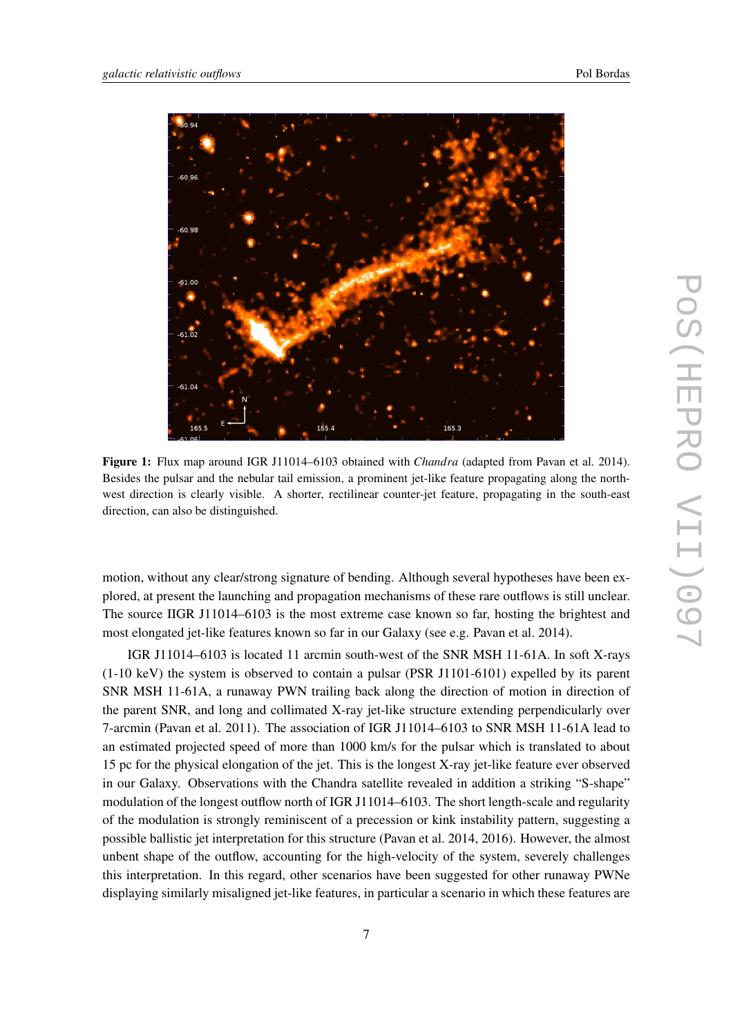**Figure 1:** Flux map around IGR J11014–6103 obtained with *Chandra* (adapted from Pavan et al. 2014). Besides the pulsar and the nebular tail emission, a prominent jet-like feature propagating along the north-west direction is clearly visible. A shorter, rectilinear counter-jet feature, propagating in the south-east direction, can also be distinguished.

motion, without any clear/strong signature of bending. Although several hypotheses have been explored, at present the launching and propagation mechanisms of these rare outflows is still unclear. The source IIGR J11014–6103 is the most extreme case known so far, hosting the brightest and most elongated jet-like features known so far in our Galaxy (see e.g. Pavan et al. 2014).

IGR J11014–6103 is located 11 arcmin south-west of the SNR MSH 11-61A. In soft X-rays (1-10 keV) the system is observed to contain a pulsar (PSR J1101-6101) expelled by its parent SNR MSH 11-61A, a runaway PWN trailing back along the direction of motion in direction of the parent SNR, and long and collimated X-ray jet-like structure extending perpendicularly over 7-arcmin (Pavan et al. 2011). The association of IGR J11014–6103 to SNR MSH 11-61A lead to an estimated projected speed of more than 1000 km/s for the pulsar which is translated to about 15 pc for the physical elongation of the jet. This is the longest X-ray jet-like feature ever observed in our Galaxy. Observations with the Chandra satellite revealed in addition a striking "S-shape" modulation of the longest outflow north of IGR J11014–6103. The short length-scale and regularity of the modulation is strongly reminiscent of a precession or kink instability pattern, suggesting a possible ballistic jet interpretation for this structure (Pavan et al. 2014, 2016). However, the almost unbent shape of the outflow, accounting for the high-velocity of the system, severely challenges this interpretation. In this regard, other scenarios have been suggested for other runaway PWNe displaying similarly misaligned jet-like features, in particular a scenario in which these features are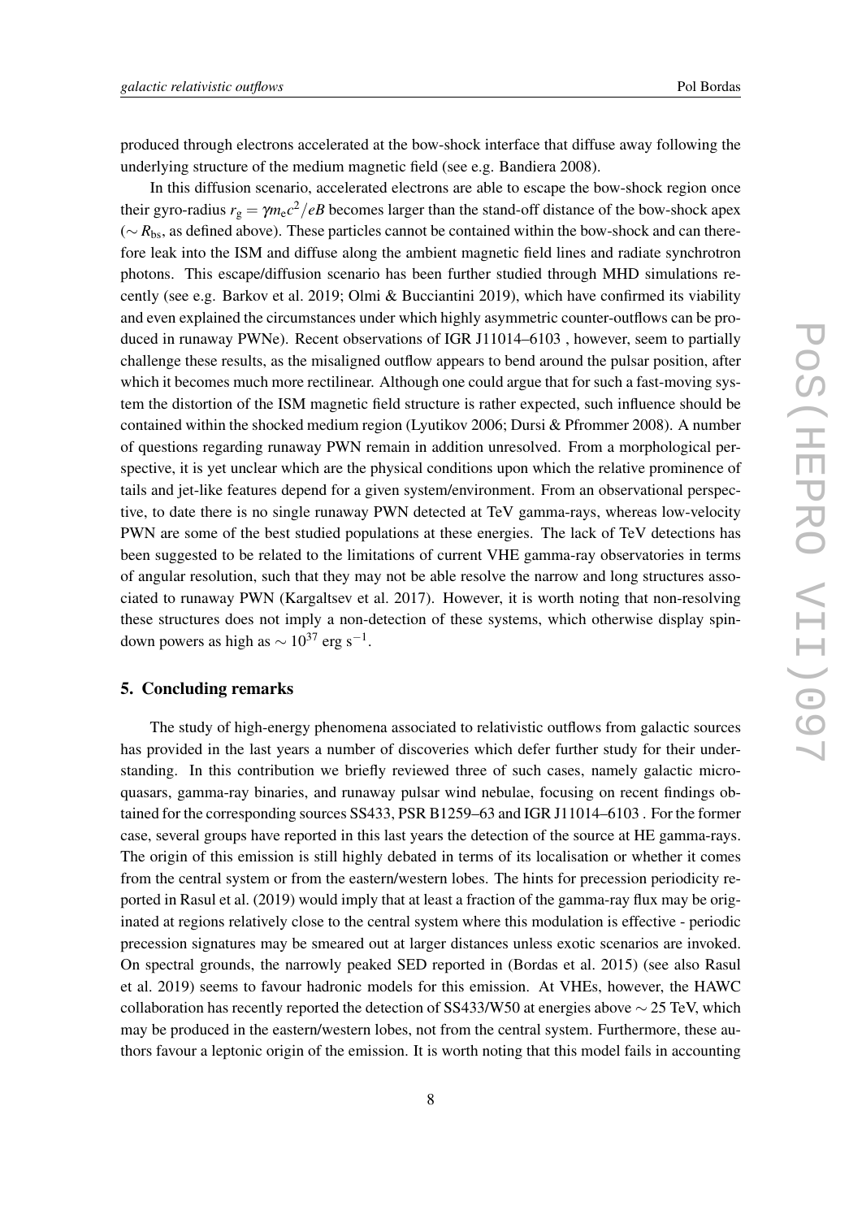produced through electrons accelerated at the bow-shock interface that diffuse away following the underlying structure of the medium magnetic field (see e.g. Bandiera 2008).

In this diffusion scenario, accelerated electrons are able to escape the bow-shock region once their gyro-radius $r_{\rm g} = \gamma m_{\rm e} c^2/eB$ becomes larger than the stand-off distance of the bow-shock apex ($\sim R_{\rm bs}$, as defined above). These particles cannot be contained within the bow-shock and can therefore leak into the ISM and diffuse along the ambient magnetic field lines and radiate synchrotron photons. This escape/diffusion scenario has been further studied through MHD simulations recently (see e.g. Barkov et al. 2019; Olmi & Bucciantini 2019), which have confirmed its viability and even explained the circumstances under which highly asymmetric counter-outflows can be produced in runaway PWNe). Recent observations of IGR J11014–6103 , however, seem to partially challenge these results, as the misaligned outflow appears to bend around the pulsar position, after which it becomes much more rectilinear. Although one could argue that for such a fast-moving system the distortion of the ISM magnetic field structure is rather expected, such influence should be contained within the shocked medium region (Lyutikov 2006; Dursi & Pfrommer 2008). A number of questions regarding runaway PWN remain in addition unresolved. From a morphological perspective, it is yet unclear which are the physical conditions upon which the relative prominence of tails and jet-like features depend for a given system/environment. From an observational perspective, to date there is no single runaway PWN detected at TeV gamma-rays, whereas low-velocity PWN are some of the best studied populations at these energies. The lack of TeV detections has been suggested to be related to the limitations of current VHE gamma-ray observatories in terms of angular resolution, such that they may not be able resolve the narrow and long structures associated to runaway PWN (Kargaltsev et al. 2017). However, it is worth noting that non-resolving these structures does not imply a non-detection of these systems, which otherwise display spin-down powers as high as $\sim 10^{37}$ erg s$^{-1}$.

## 5. Concluding remarks

The study of high-energy phenomena associated to relativistic outflows from galactic sources has provided in the last years a number of discoveries which defer further study for their understanding. In this contribution we briefly reviewed three of such cases, namely galactic microquasars, gamma-ray binaries, and runaway pulsar wind nebulae, focusing on recent findings obtained for the corresponding sources SS433, PSR B1259–63 and IGR J11014–6103 . For the former case, several groups have reported in this last years the detection of the source at HE gamma-rays. The origin of this emission is still highly debated in terms of its localisation or whether it comes from the central system or from the eastern/western lobes. The hints for precession periodicity reported in Rasul et al. (2019) would imply that at least a fraction of the gamma-ray flux may be originated at regions relatively close to the central system where this modulation is effective - periodic precession signatures may be smeared out at larger distances unless exotic scenarios are invoked. On spectral grounds, the narrowly peaked SED reported in (Bordas et al. 2015) (see also Rasul et al. 2019) seems to favour hadronic models for this emission. At VHEs, however, the HAWC collaboration has recently reported the detection of SS433/W50 at energies above $\sim 25$ TeV, which may be produced in the eastern/western lobes, not from the central system. Furthermore, these authors favour a leptonic origin of the emission. It is worth noting that this model fails in accounting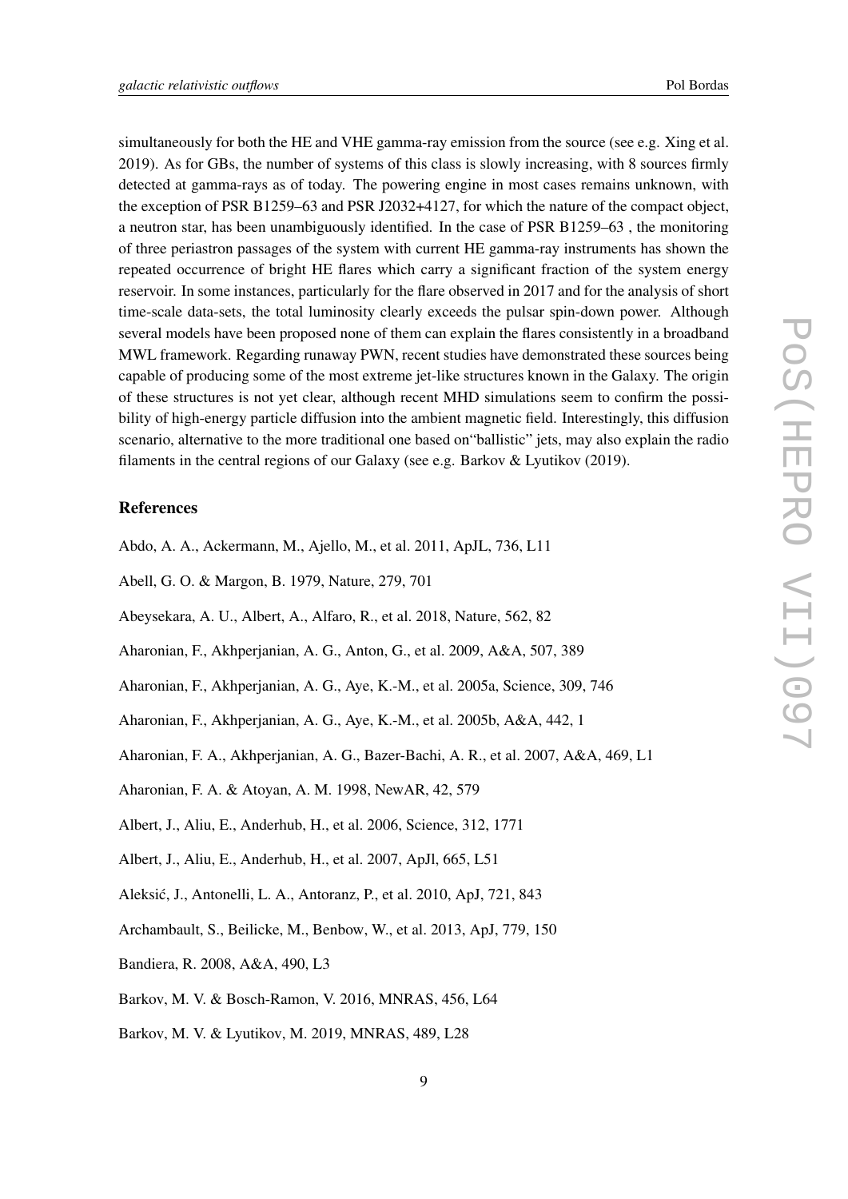simultaneously for both the HE and VHE gamma-ray emission from the source (see e.g. Xing et al. 2019). As for GBs, the number of systems of this class is slowly increasing, with 8 sources firmly detected at gamma-rays as of today. The powering engine in most cases remains unknown, with the exception of PSR B1259–63 and PSR J2032+4127, for which the nature of the compact object, a neutron star, has been unambiguously identified. In the case of PSR B1259–63 , the monitoring of three periastron passages of the system with current HE gamma-ray instruments has shown the repeated occurrence of bright HE flares which carry a significant fraction of the system energy reservoir. In some instances, particularly for the flare observed in 2017 and for the analysis of short time-scale data-sets, the total luminosity clearly exceeds the pulsar spin-down power. Although several models have been proposed none of them can explain the flares consistently in a broadband MWL framework. Regarding runaway PWN, recent studies have demonstrated these sources being capable of producing some of the most extreme jet-like structures known in the Galaxy. The origin of these structures is not yet clear, although recent MHD simulations seem to confirm the possibility of high-energy particle diffusion into the ambient magnetic field. Interestingly, this diffusion scenario, alternative to the more traditional one based on"ballistic" jets, may also explain the radio filaments in the central regions of our Galaxy (see e.g. Barkov & Lyutikov (2019).

## References

Abdo, A. A., Ackermann, M., Ajello, M., et al. 2011, ApJL, 736, L11

Abell, G. O. & Margon, B. 1979, Nature, 279, 701

Abeysekara, A. U., Albert, A., Alfaro, R., et al. 2018, Nature, 562, 82

Aharonian, F., Akhperjanian, A. G., Anton, G., et al. 2009, A&A, 507, 389

Aharonian, F., Akhperjanian, A. G., Aye, K.-M., et al. 2005a, Science, 309, 746

Aharonian, F., Akhperjanian, A. G., Aye, K.-M., et al. 2005b, A&A, 442, 1

Aharonian, F. A., Akhperjanian, A. G., Bazer-Bachi, A. R., et al. 2007, A&A, 469, L1

Aharonian, F. A. & Atoyan, A. M. 1998, NewAR, 42, 579

Albert, J., Aliu, E., Anderhub, H., et al. 2006, Science, 312, 1771

Albert, J., Aliu, E., Anderhub, H., et al. 2007, ApJl, 665, L51

Aleksić, J., Antonelli, L. A., Antoranz, P., et al. 2010, ApJ, 721, 843

Archambault, S., Beilicke, M., Benbow, W., et al. 2013, ApJ, 779, 150

Bandiera, R. 2008, A&A, 490, L3

Barkov, M. V. & Bosch-Ramon, V. 2016, MNRAS, 456, L64

Barkov, M. V. & Lyutikov, M. 2019, MNRAS, 489, L28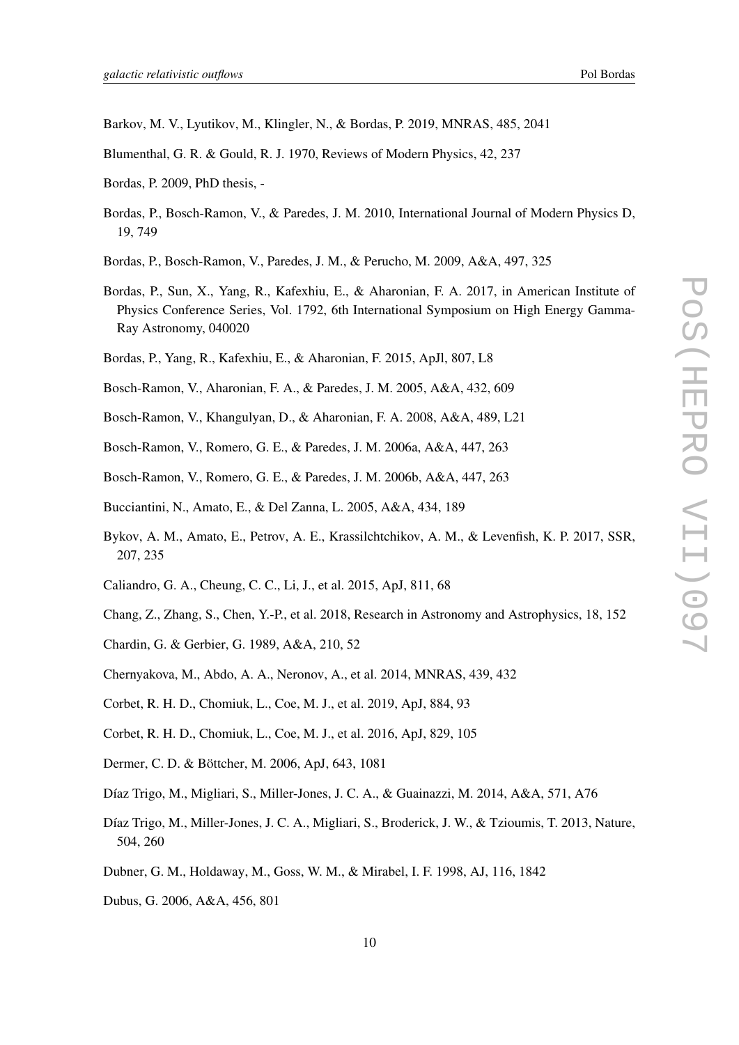Barkov, M. V., Lyutikov, M., Klingler, N., & Bordas, P. 2019, MNRAS, 485, 2041

Blumenthal, G. R. & Gould, R. J. 1970, Reviews of Modern Physics, 42, 237

Bordas, P. 2009, PhD thesis, -

Bordas, P., Bosch-Ramon, V., & Paredes, J. M. 2010, International Journal of Modern Physics D, 19, 749

Bordas, P., Bosch-Ramon, V., Paredes, J. M., & Perucho, M. 2009, A&A, 497, 325

Bordas, P., Sun, X., Yang, R., Kafexhiu, E., & Aharonian, F. A. 2017, in American Institute of Physics Conference Series, Vol. 1792, 6th International Symposium on High Energy Gamma-Ray Astronomy, 040020

Bordas, P., Yang, R., Kafexhiu, E., & Aharonian, F. 2015, ApJl, 807, L8

Bosch-Ramon, V., Aharonian, F. A., & Paredes, J. M. 2005, A&A, 432, 609

Bosch-Ramon, V., Khangulyan, D., & Aharonian, F. A. 2008, A&A, 489, L21

Bosch-Ramon, V., Romero, G. E., & Paredes, J. M. 2006a, A&A, 447, 263

Bosch-Ramon, V., Romero, G. E., & Paredes, J. M. 2006b, A&A, 447, 263

Bucciantini, N., Amato, E., & Del Zanna, L. 2005, A&A, 434, 189

Bykov, A. M., Amato, E., Petrov, A. E., Krassilchtchikov, A. M., & Levenfish, K. P. 2017, SSR, 207, 235

Caliandro, G. A., Cheung, C. C., Li, J., et al. 2015, ApJ, 811, 68

Chang, Z., Zhang, S., Chen, Y.-P., et al. 2018, Research in Astronomy and Astrophysics, 18, 152

Chardin, G. & Gerbier, G. 1989, A&A, 210, 52

Chernyakova, M., Abdo, A. A., Neronov, A., et al. 2014, MNRAS, 439, 432

Corbet, R. H. D., Chomiuk, L., Coe, M. J., et al. 2019, ApJ, 884, 93

Corbet, R. H. D., Chomiuk, L., Coe, M. J., et al. 2016, ApJ, 829, 105

Dermer, C. D. & Böttcher, M. 2006, ApJ, 643, 1081

Díaz Trigo, M., Migliari, S., Miller-Jones, J. C. A., & Guainazzi, M. 2014, A&A, 571, A76

Díaz Trigo, M., Miller-Jones, J. C. A., Migliari, S., Broderick, J. W., & Tzioumis, T. 2013, Nature, 504, 260

Dubner, G. M., Holdaway, M., Goss, W. M., & Mirabel, I. F. 1998, AJ, 116, 1842

Dubus, G. 2006, A&A, 456, 801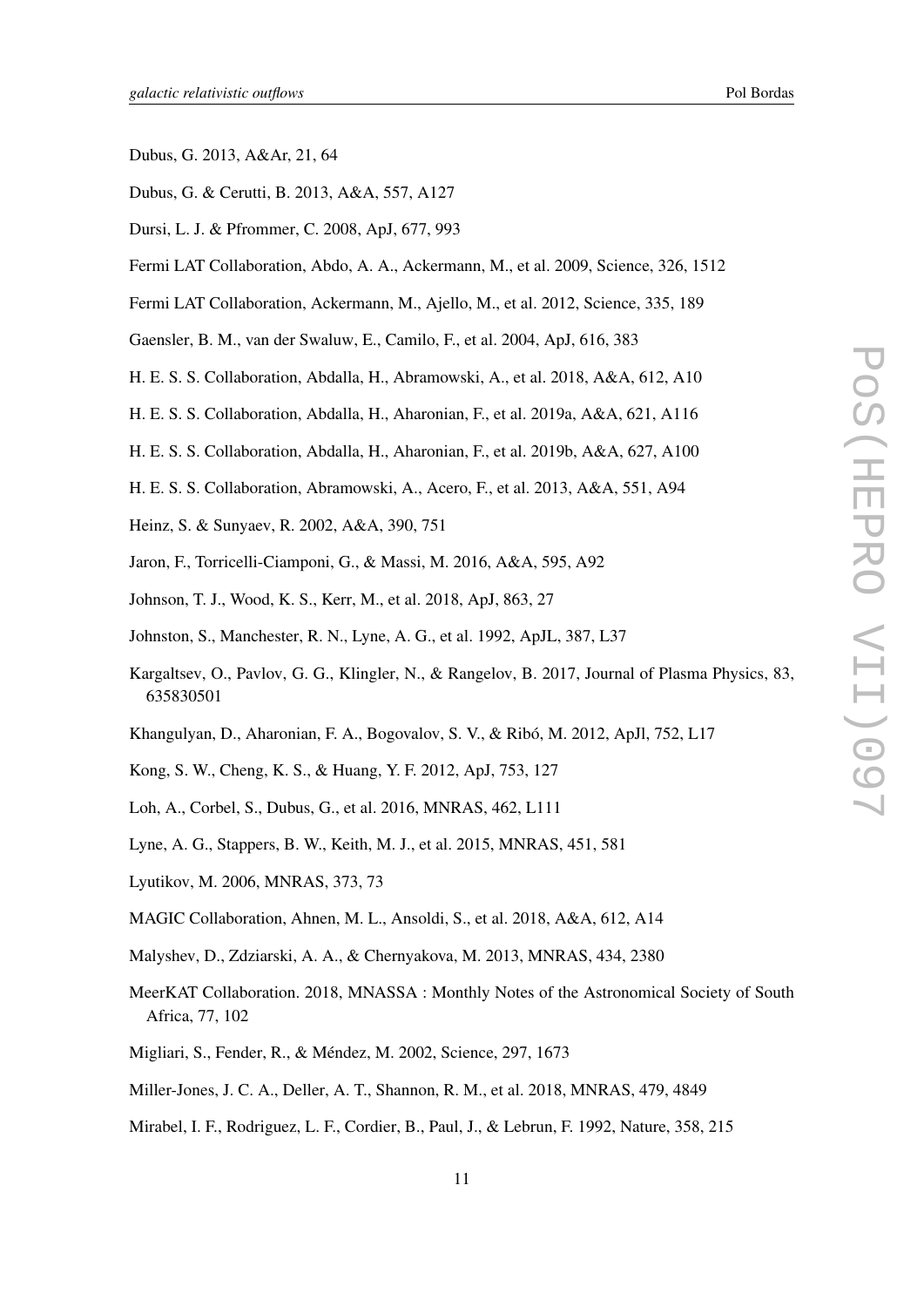Dubus, G. 2013, A&Ar, 21, 64

Dubus, G. & Cerutti, B. 2013, A&A, 557, A127

Dursi, L. J. & Pfrommer, C. 2008, ApJ, 677, 993

Fermi LAT Collaboration, Abdo, A. A., Ackermann, M., et al. 2009, Science, 326, 1512

Fermi LAT Collaboration, Ackermann, M., Ajello, M., et al. 2012, Science, 335, 189

Gaensler, B. M., van der Swaluw, E., Camilo, F., et al. 2004, ApJ, 616, 383

H. E. S. S. Collaboration, Abdalla, H., Abramowski, A., et al. 2018, A&A, 612, A10

H. E. S. S. Collaboration, Abdalla, H., Aharonian, F., et al. 2019a, A&A, 621, A116

H. E. S. S. Collaboration, Abdalla, H., Aharonian, F., et al. 2019b, A&A, 627, A100

H. E. S. S. Collaboration, Abramowski, A., Acero, F., et al. 2013, A&A, 551, A94

Heinz, S. & Sunyaev, R. 2002, A&A, 390, 751

Jaron, F., Torricelli-Ciamponi, G., & Massi, M. 2016, A&A, 595, A92

Johnson, T. J., Wood, K. S., Kerr, M., et al. 2018, ApJ, 863, 27

Johnston, S., Manchester, R. N., Lyne, A. G., et al. 1992, ApJL, 387, L37

Kargaltsev, O., Pavlov, G. G., Klingler, N., & Rangelov, B. 2017, Journal of Plasma Physics, 83, 635830501

Khangulyan, D., Aharonian, F. A., Bogovalov, S. V., & Ribó, M. 2012, ApJl, 752, L17

Kong, S. W., Cheng, K. S., & Huang, Y. F. 2012, ApJ, 753, 127

Loh, A., Corbel, S., Dubus, G., et al. 2016, MNRAS, 462, L111

Lyne, A. G., Stappers, B. W., Keith, M. J., et al. 2015, MNRAS, 451, 581

Lyutikov, M. 2006, MNRAS, 373, 73

MAGIC Collaboration, Ahnen, M. L., Ansoldi, S., et al. 2018, A&A, 612, A14

Malyshev, D., Zdziarski, A. A., & Chernyakova, M. 2013, MNRAS, 434, 2380

MeerKAT Collaboration. 2018, MNASSA : Monthly Notes of the Astronomical Society of South Africa, 77, 102

Migliari, S., Fender, R., & Méndez, M. 2002, Science, 297, 1673

Miller-Jones, J. C. A., Deller, A. T., Shannon, R. M., et al. 2018, MNRAS, 479, 4849

Mirabel, I. F., Rodriguez, L. F., Cordier, B., Paul, J., & Lebrun, F. 1992, Nature, 358, 215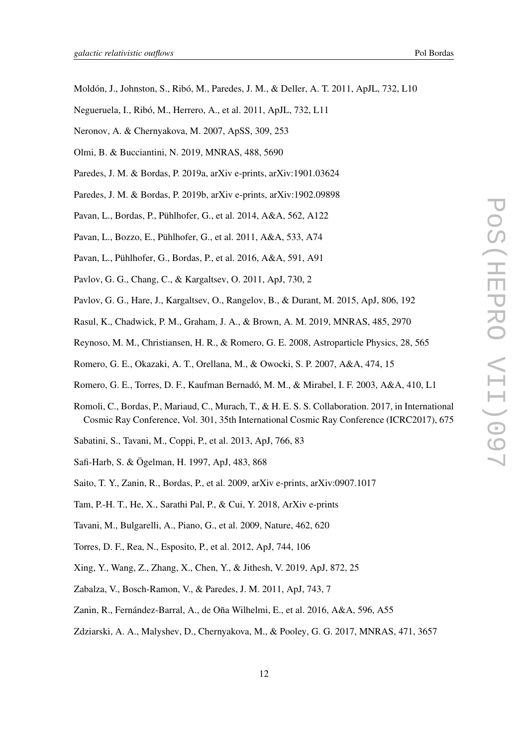Moldón, J., Johnston, S., Ribó, M., Paredes, J. M., & Deller, A. T. 2011, ApJL, 732, L10

Negueruela, I., Ribó, M., Herrero, A., et al. 2011, ApJL, 732, L11

Neronov, A. & Chernyakova, M. 2007, ApSS, 309, 253

Olmi, B. & Bucciantini, N. 2019, MNRAS, 488, 5690

Paredes, J. M. & Bordas, P. 2019a, arXiv e-prints, arXiv:1901.03624

Paredes, J. M. & Bordas, P. 2019b, arXiv e-prints, arXiv:1902.09898

Pavan, L., Bordas, P., Pühlhofer, G., et al. 2014, A&A, 562, A122

Pavan, L., Bozzo, E., Pühlhofer, G., et al. 2011, A&A, 533, A74

Pavan, L., Pühlhofer, G., Bordas, P., et al. 2016, A&A, 591, A91

Pavlov, G. G., Chang, C., & Kargaltsev, O. 2011, ApJ, 730, 2

Pavlov, G. G., Hare, J., Kargaltsev, O., Rangelov, B., & Durant, M. 2015, ApJ, 806, 192

Rasul, K., Chadwick, P. M., Graham, J. A., & Brown, A. M. 2019, MNRAS, 485, 2970

Reynoso, M. M., Christiansen, H. R., & Romero, G. E. 2008, Astroparticle Physics, 28, 565

Romero, G. E., Okazaki, A. T., Orellana, M., & Owocki, S. P. 2007, A&A, 474, 15

Romero, G. E., Torres, D. F., Kaufman Bernadó, M. M., & Mirabel, I. F. 2003, A&A, 410, L1

Romoli, C., Bordas, P., Mariaud, C., Murach, T., & H. E. S. S. Collaboration. 2017, in International Cosmic Ray Conference, Vol. 301, 35th International Cosmic Ray Conference (ICRC2017), 675

Sabatini, S., Tavani, M., Coppi, P., et al. 2013, ApJ, 766, 83

Safi-Harb, S. & Ögelman, H. 1997, ApJ, 483, 868

Saito, T. Y., Zanin, R., Bordas, P., et al. 2009, arXiv e-prints, arXiv:0907.1017

Tam, P.-H. T., He, X., Sarathi Pal, P., & Cui, Y. 2018, ArXiv e-prints

Tavani, M., Bulgarelli, A., Piano, G., et al. 2009, Nature, 462, 620

Torres, D. F., Rea, N., Esposito, P., et al. 2012, ApJ, 744, 106

Xing, Y., Wang, Z., Zhang, X., Chen, Y., & Jithesh, V. 2019, ApJ, 872, 25

Zabalza, V., Bosch-Ramon, V., & Paredes, J. M. 2011, ApJ, 743, 7

Zanin, R., Fernández-Barral, A., de Oña Wilhelmi, E., et al. 2016, A&A, 596, A55

Zdziarski, A. A., Malyshev, D., Chernyakova, M., & Pooley, G. G. 2017, MNRAS, 471, 3657